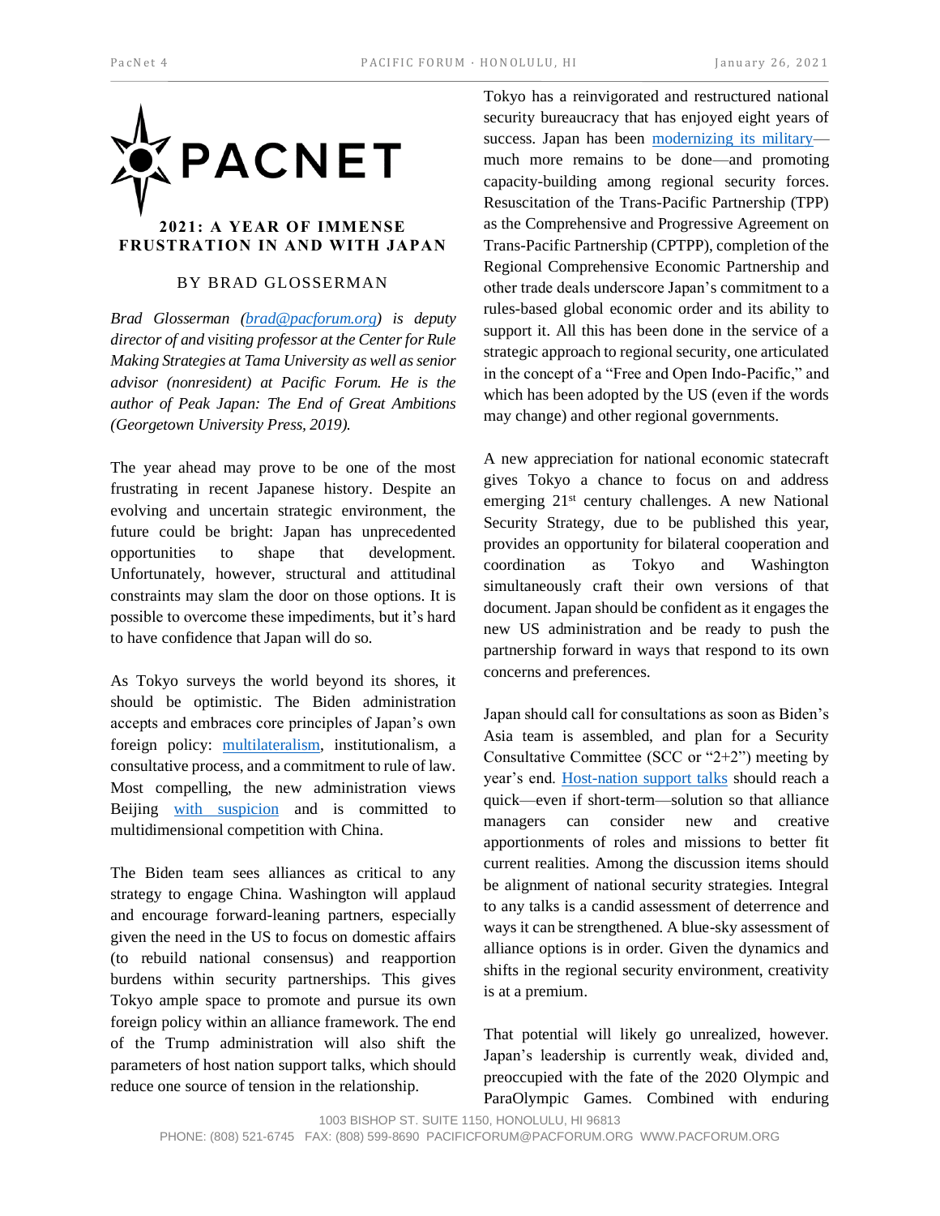# PACNET

## 2021: A YEAR OF IMMENSE FRUSTRATION IN AND WITH JAPAN

### BY BRAD GLOSSERMAN

*Brad Glosserman (brad@pacforum.org) is deputy director of and visiting professor at the Center for Rule Making Strategies at Tama University as well as senior advisor (nonresident) at Pacific Forum. He is the author of Peak Japan: The End of Great Ambitions (Georgetown University Press, 2019).*

The year ahead may prove to be one of the most frustrating in recent Japanese history. Despite an evolving and uncertain strategic environment, the future could be bright: Japan has unprecedented opportunities to shape that development. Unfortunately, however, structural and attitudinal constraints may slam the door on those options. It is possible to overcome these impediments, but it's hard to have confidence that Japan will do so.

As Tokyo surveys the world beyond its shores, it should be optimistic. The Biden administration accepts and embraces core principles of Japan's own foreign policy: multilateralism, institutionalism, a consultative process, and a commitment to rule of law. Most compelling, the new administration views Beijing with suspicion and is committed to multidimensional competition with China.

The Biden team sees alliances as critical to any strategy to engage China. Washington will applaud and encourage forward-leaning partners, especially given the need in the US to focus on domestic affairs (to rebuild national consensus) and reapportion burdens within security partnerships. This gives Tokyo ample space to promote and pursue its own foreign policy within an alliance framework. The end of the Trump administration will also shift the parameters of host nation support talks, which should reduce one source of tension in the relationship.

Tokyo has a reinvigorated and restructured national security bureaucracy that has enjoyed eight years of success. Japan has been modernizing its military—much more remains to be done—and promoting capacity-building among regional security forces. Resuscitation of the Trans-Pacific Partnership (TPP) as the Comprehensive and Progressive Agreement on Trans-Pacific Partnership (CPTPP), completion of the Regional Comprehensive Economic Partnership and other trade deals underscore Japan's commitment to a rules-based global economic order and its ability to support it. All this has been done in the service of a strategic approach to regional security, one articulated in the concept of a "Free and Open Indo-Pacific," and which has been adopted by the US (even if the words may change) and other regional governments.

A new appreciation for national economic statecraft gives Tokyo a chance to focus on and address emerging 21st century challenges. A new National Security Strategy, due to be published this year, provides an opportunity for bilateral cooperation and coordination as Tokyo and Washington simultaneously craft their own versions of that document. Japan should be confident as it engages the new US administration and be ready to push the partnership forward in ways that respond to its own concerns and preferences.

Japan should call for consultations as soon as Biden's Asia team is assembled, and plan for a Security Consultative Committee (SCC or "2+2") meeting by year's end. Host-nation support talks should reach a quick—even if short-term—solution so that alliance managers can consider new and creative apportionments of roles and missions to better fit current realities. Among the discussion items should be alignment of national security strategies. Integral to any talks is a candid assessment of deterrence and ways it can be strengthened. A blue-sky assessment of alliance options is in order. Given the dynamics and shifts in the regional security environment, creativity is at a premium.

That potential will likely go unrealized, however. Japan's leadership is currently weak, divided and, preoccupied with the fate of the 2020 Olympic and ParaOlympic Games. Combined with enduring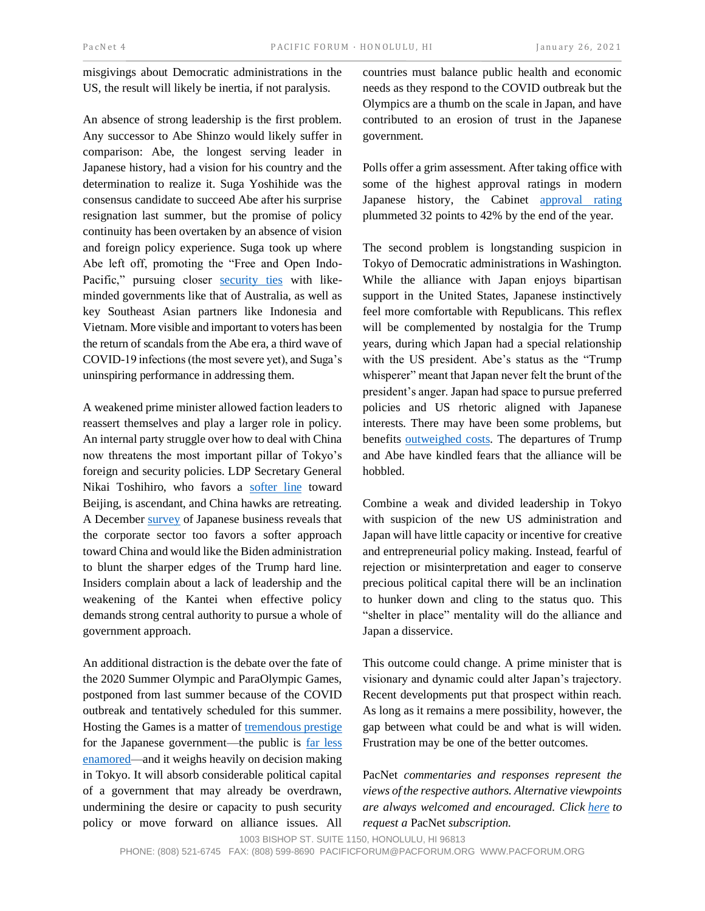misgivings about Democratic administrations in the US, the result will likely be inertia, if not paralysis.

An absence of strong leadership is the first problem. Any successor to Abe Shinzo would likely suffer in comparison: Abe, the longest serving leader in Japanese history, had a vision for his country and the determination to realize it. Suga Yoshihide was the consensus candidate to succeed Abe after his surprise resignation last summer, but the promise of policy continuity has been overtaken by an absence of vision and foreign policy experience. Suga took up where Abe left off, promoting the "Free and Open Indo-Pacific," pursuing closer [security ties](#) with like-minded governments like that of Australia, as well as key Southeast Asian partners like Indonesia and Vietnam. More visible and important to voters has been the return of scandals from the Abe era, a third wave of COVID-19 infections (the most severe yet), and Suga's uninspiring performance in addressing them.

A weakened prime minister allowed faction leaders to reassert themselves and play a larger role in policy. An internal party struggle over how to deal with China now threatens the most important pillar of Tokyo's foreign and security policies. LDP Secretary General Nikai Toshihiro, who favors a [softer line](#) toward Beijing, is ascendant, and China hawks are retreating. A December [survey](#) of Japanese business reveals that the corporate sector too favors a softer approach toward China and would like the Biden administration to blunt the sharper edges of the Trump hard line. Insiders complain about a lack of leadership and the weakening of the Kantei when effective policy demands strong central authority to pursue a whole of government approach.

An additional distraction is the debate over the fate of the 2020 Summer Olympic and ParaOlympic Games, postponed from last summer because of the COVID outbreak and tentatively scheduled for this summer. Hosting the Games is a matter of [tremendous prestige](#) for the Japanese government—the public is [far less enamored](#)—and it weighs heavily on decision making in Tokyo. It will absorb considerable political capital of a government that may already be overdrawn, undermining the desire or capacity to push security policy or move forward on alliance issues. All countries must balance public health and economic needs as they respond to the COVID outbreak but the Olympics are a thumb on the scale in Japan, and have contributed to an erosion of trust in the Japanese government.

Polls offer a grim assessment. After taking office with some of the highest approval ratings in modern Japanese history, the Cabinet [approval rating](#) plummeted 32 points to 42% by the end of the year.

The second problem is longstanding suspicion in Tokyo of Democratic administrations in Washington. While the alliance with Japan enjoys bipartisan support in the United States, Japanese instinctively feel more comfortable with Republicans. This reflex will be complemented by nostalgia for the Trump years, during which Japan had a special relationship with the US president. Abe's status as the "Trump whisperer" meant that Japan never felt the brunt of the president's anger. Japan had space to pursue preferred policies and US rhetoric aligned with Japanese interests. There may have been some problems, but benefits [outweighed costs](#). The departures of Trump and Abe have kindled fears that the alliance will be hobbled.

Combine a weak and divided leadership in Tokyo with suspicion of the new US administration and Japan will have little capacity or incentive for creative and entrepreneurial policy making. Instead, fearful of rejection or misinterpretation and eager to conserve precious political capital there will be an inclination to hunker down and cling to the status quo. This "shelter in place" mentality will do the alliance and Japan a disservice.

This outcome could change. A prime minister that is visionary and dynamic could alter Japan's trajectory. Recent developments put that prospect within reach. As long as it remains a mere possibility, however, the gap between what could be and what is will widen. Frustration may be one of the better outcomes.

PacNet *commentaries and responses represent the views of the respective authors. Alternative viewpoints are always welcomed and encouraged. Click [here](#) to request a* PacNet *subscription.*